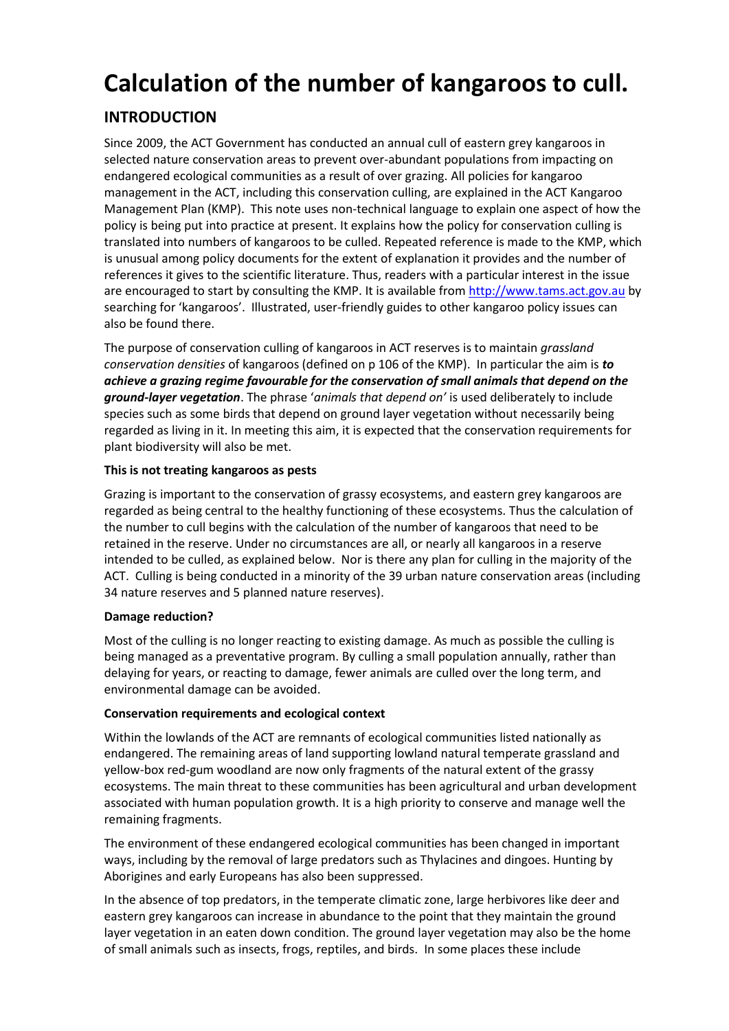# Calculation of the number of kangaroos to cull.

## INTRODUCTION

Since 2009, the ACT Government has conducted an annual cull of eastern grey kangaroos in selected nature conservation areas to prevent over-abundant populations from impacting on endangered ecological communities as a result of over grazing. All policies for kangaroo management in the ACT, including this conservation culling, are explained in the ACT Kangaroo Management Plan (KMP). This note uses non-technical language to explain one aspect of how the policy is being put into practice at present. It explains how the policy for conservation culling is translated into numbers of kangaroos to be culled. Repeated reference is made to the KMP, which is unusual among policy documents for the extent of explanation it provides and the number of references it gives to the scientific literature. Thus, readers with a particular interest in the issue are encouraged to start by consulting the KMP. It is available from http://www.tams.act.gov.au by searching for 'kangaroos'. Illustrated, user-friendly guides to other kangaroo policy issues can also be found there.

The purpose of conservation culling of kangaroos in ACT reserves is to maintain *grassland conservation densities* of kangaroos (defined on p 106 of the KMP). In particular the aim is ***to achieve a grazing regime favourable for the conservation of small animals that depend on the ground-layer vegetation***. The phrase '*animals that depend on'* is used deliberately to include species such as some birds that depend on ground layer vegetation without necessarily being regarded as living in it. In meeting this aim, it is expected that the conservation requirements for plant biodiversity will also be met.

**This is not treating kangaroos as pests**

Grazing is important to the conservation of grassy ecosystems, and eastern grey kangaroos are regarded as being central to the healthy functioning of these ecosystems. Thus the calculation of the number to cull begins with the calculation of the number of kangaroos that need to be retained in the reserve. Under no circumstances are all, or nearly all kangaroos in a reserve intended to be culled, as explained below. Nor is there any plan for culling in the majority of the ACT. Culling is being conducted in a minority of the 39 urban nature conservation areas (including 34 nature reserves and 5 planned nature reserves).

**Damage reduction?**

Most of the culling is no longer reacting to existing damage. As much as possible the culling is being managed as a preventative program. By culling a small population annually, rather than delaying for years, or reacting to damage, fewer animals are culled over the long term, and environmental damage can be avoided.

**Conservation requirements and ecological context**

Within the lowlands of the ACT are remnants of ecological communities listed nationally as endangered. The remaining areas of land supporting lowland natural temperate grassland and yellow-box red-gum woodland are now only fragments of the natural extent of the grassy ecosystems. The main threat to these communities has been agricultural and urban development associated with human population growth. It is a high priority to conserve and manage well the remaining fragments.

The environment of these endangered ecological communities has been changed in important ways, including by the removal of large predators such as Thylacines and dingoes. Hunting by Aborigines and early Europeans has also been suppressed.

In the absence of top predators, in the temperate climatic zone, large herbivores like deer and eastern grey kangaroos can increase in abundance to the point that they maintain the ground layer vegetation in an eaten down condition. The ground layer vegetation may also be the home of small animals such as insects, frogs, reptiles, and birds. In some places these include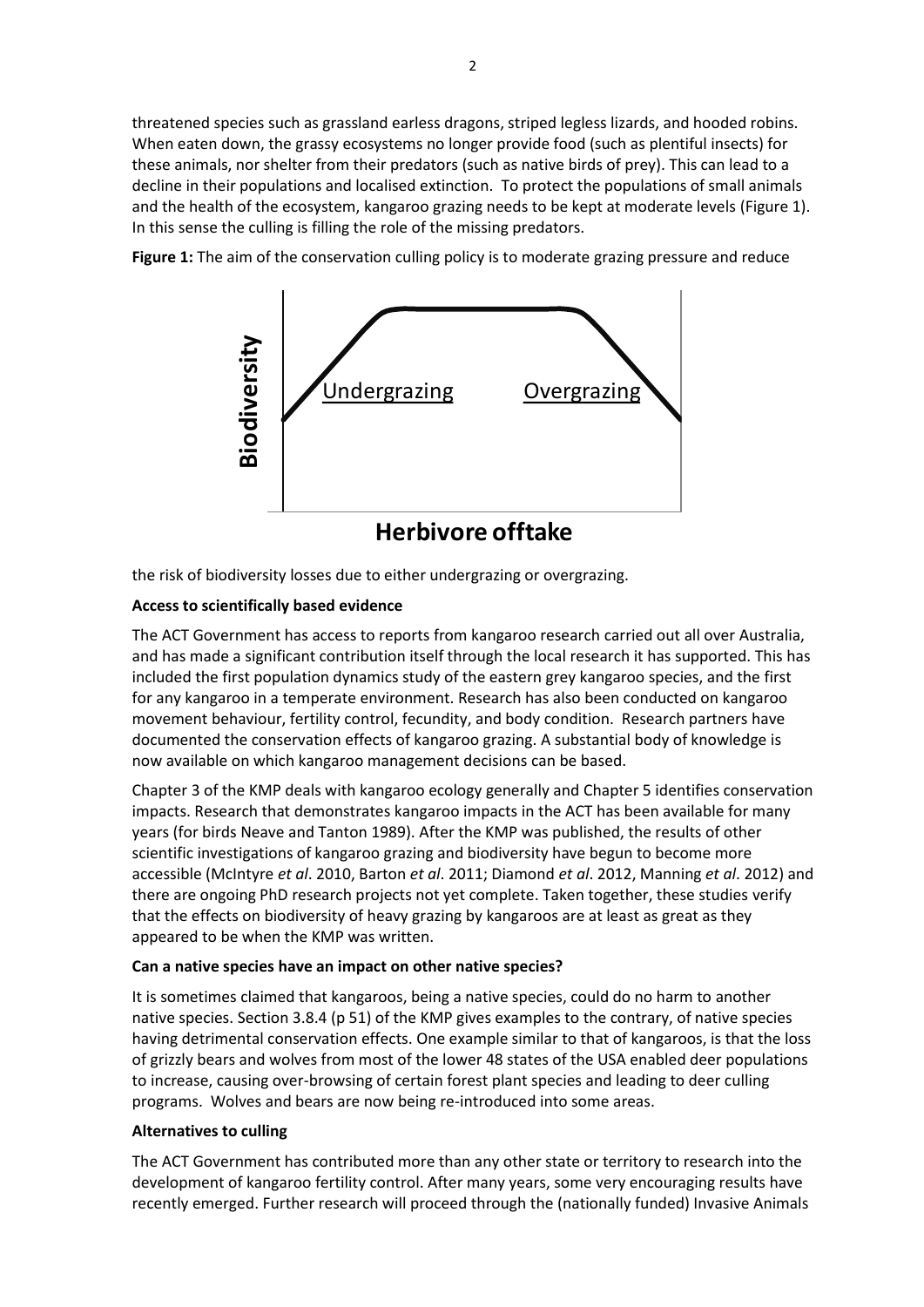threatened species such as grassland earless dragons, striped legless lizards, and hooded robins. When eaten down, the grassy ecosystems no longer provide food (such as plentiful insects) for these animals, nor shelter from their predators (such as native birds of prey). This can lead to a decline in their populations and localised extinction. To protect the populations of small animals and the health of the ecosystem, kangaroo grazing needs to be kept at moderate levels (Figure 1). In this sense the culling is filling the role of the missing predators.

**Figure 1:** The aim of the conservation culling policy is to moderate grazing pressure and reduce the risk of biodiversity losses due to either undergrazing or overgrazing.

**Access to scientifically based evidence**

The ACT Government has access to reports from kangaroo research carried out all over Australia, and has made a significant contribution itself through the local research it has supported. This has included the first population dynamics study of the eastern grey kangaroo species, and the first for any kangaroo in a temperate environment. Research has also been conducted on kangaroo movement behaviour, fertility control, fecundity, and body condition. Research partners have documented the conservation effects of kangaroo grazing. A substantial body of knowledge is now available on which kangaroo management decisions can be based.

Chapter 3 of the KMP deals with kangaroo ecology generally and Chapter 5 identifies conservation impacts. Research that demonstrates kangaroo impacts in the ACT has been available for many years (for birds Neave and Tanton 1989). After the KMP was published, the results of other scientific investigations of kangaroo grazing and biodiversity have begun to become more accessible (McIntyre *et al*. 2010, Barton *et al*. 2011; Diamond *et al*. 2012, Manning *et al*. 2012) and there are ongoing PhD research projects not yet complete. Taken together, these studies verify that the effects on biodiversity of heavy grazing by kangaroos are at least as great as they appeared to be when the KMP was written.

**Can a native species have an impact on other native species?**

It is sometimes claimed that kangaroos, being a native species, could do no harm to another native species. Section 3.8.4 (p 51) of the KMP gives examples to the contrary, of native species having detrimental conservation effects. One example similar to that of kangaroos, is that the loss of grizzly bears and wolves from most of the lower 48 states of the USA enabled deer populations to increase, causing over-browsing of certain forest plant species and leading to deer culling programs. Wolves and bears are now being re-introduced into some areas.

**Alternatives to culling**

The ACT Government has contributed more than any other state or territory to research into the development of kangaroo fertility control. After many years, some very encouraging results have recently emerged. Further research will proceed through the (nationally funded) Invasive Animals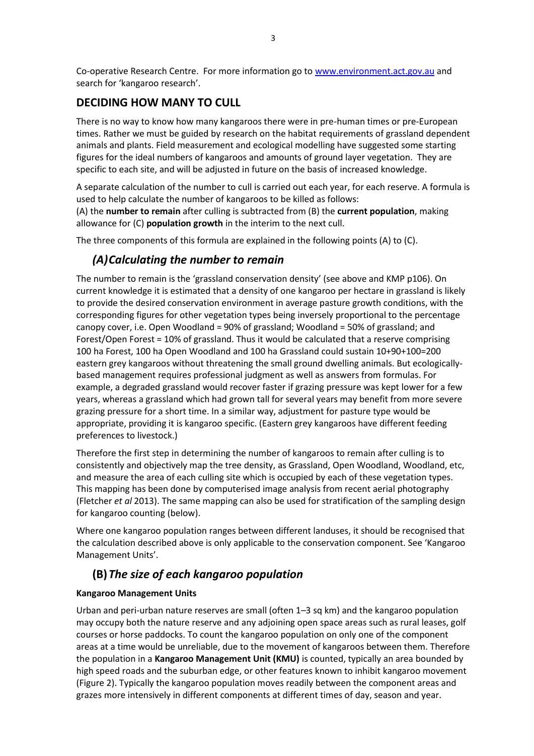Co-operative Research Centre. For more information go to www.environment.act.gov.au and search for 'kangaroo research'.

## DECIDING HOW MANY TO CULL

There is no way to know how many kangaroos there were in pre-human times or pre-European times. Rather we must be guided by research on the habitat requirements of grassland dependent animals and plants. Field measurement and ecological modelling have suggested some starting figures for the ideal numbers of kangaroos and amounts of ground layer vegetation. They are specific to each site, and will be adjusted in future on the basis of increased knowledge.

A separate calculation of the number to cull is carried out each year, for each reserve. A formula is used to help calculate the number of kangaroos to be killed as follows:
(A) the **number to remain** after culling is subtracted from (B) the **current population**, making allowance for (C) **population growth** in the interim to the next cull.

The three components of this formula are explained in the following points (A) to (C).

### *(A) Calculating the number to remain*

The number to remain is the 'grassland conservation density' (see above and KMP p106). On current knowledge it is estimated that a density of one kangaroo per hectare in grassland is likely to provide the desired conservation environment in average pasture growth conditions, with the corresponding figures for other vegetation types being inversely proportional to the percentage canopy cover, i.e. Open Woodland = 90% of grassland; Woodland = 50% of grassland; and Forest/Open Forest = 10% of grassland. Thus it would be calculated that a reserve comprising 100 ha Forest, 100 ha Open Woodland and 100 ha Grassland could sustain 10+90+100=200 eastern grey kangaroos without threatening the small ground dwelling animals. But ecologically-based management requires professional judgment as well as answers from formulas. For example, a degraded grassland would recover faster if grazing pressure was kept lower for a few years, whereas a grassland which had grown tall for several years may benefit from more severe grazing pressure for a short time. In a similar way, adjustment for pasture type would be appropriate, providing it is kangaroo specific. (Eastern grey kangaroos have different feeding preferences to livestock.)

Therefore the first step in determining the number of kangaroos to remain after culling is to consistently and objectively map the tree density, as Grassland, Open Woodland, Woodland, etc, and measure the area of each culling site which is occupied by each of these vegetation types. This mapping has been done by computerised image analysis from recent aerial photography (Fletcher *et al* 2013). The same mapping can also be used for stratification of the sampling design for kangaroo counting (below).

Where one kangaroo population ranges between different landuses, it should be recognised that the calculation described above is only applicable to the conservation component. See 'Kangaroo Management Units'.

### (B) *The size of each kangaroo population*

**Kangaroo Management Units**

Urban and peri-urban nature reserves are small (often 1–3 sq km) and the kangaroo population may occupy both the nature reserve and any adjoining open space areas such as rural leases, golf courses or horse paddocks. To count the kangaroo population on only one of the component areas at a time would be unreliable, due to the movement of kangaroos between them. Therefore the population in a **Kangaroo Management Unit (KMU)** is counted, typically an area bounded by high speed roads and the suburban edge, or other features known to inhibit kangaroo movement (Figure 2). Typically the kangaroo population moves readily between the component areas and grazes more intensively in different components at different times of day, season and year.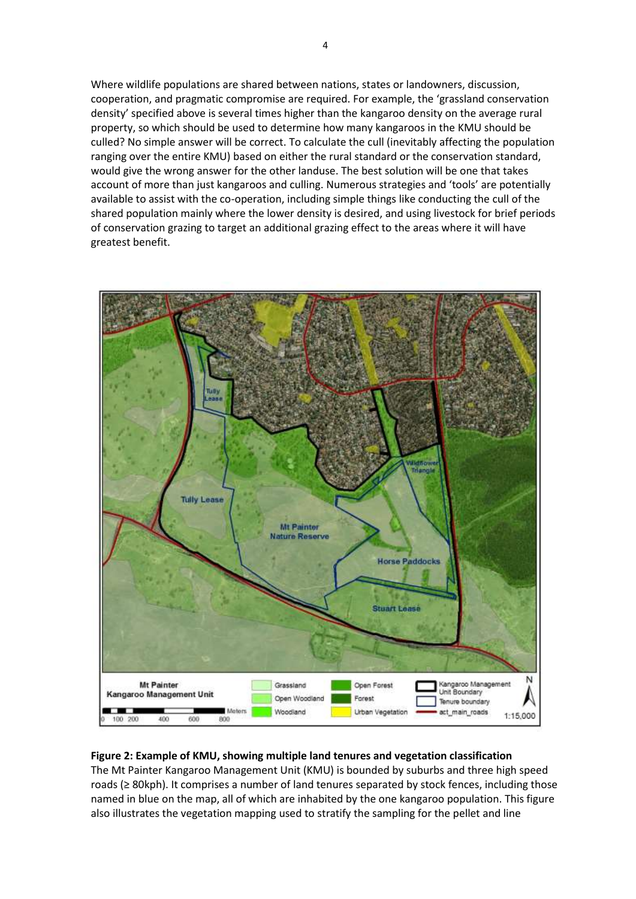Where wildlife populations are shared between nations, states or landowners, discussion, cooperation, and pragmatic compromise are required. For example, the 'grassland conservation density' specified above is several times higher than the kangaroo density on the average rural property, so which should be used to determine how many kangaroos in the KMU should be culled? No simple answer will be correct. To calculate the cull (inevitably affecting the population ranging over the entire KMU) based on either the rural standard or the conservation standard, would give the wrong answer for the other landuse. The best solution will be one that takes account of more than just kangaroos and culling. Numerous strategies and 'tools' are potentially available to assist with the co-operation, including simple things like conducting the cull of the shared population mainly where the lower density is desired, and using livestock for brief periods of conservation grazing to target an additional grazing effect to the areas where it will have greatest benefit.

**Figure 2: Example of KMU, showing multiple land tenures and vegetation classification**

The Mt Painter Kangaroo Management Unit (KMU) is bounded by suburbs and three high speed roads (≥ 80kph). It comprises a number of land tenures separated by stock fences, including those named in blue on the map, all of which are inhabited by the one kangaroo population. This figure also illustrates the vegetation mapping used to stratify the sampling for the pellet and line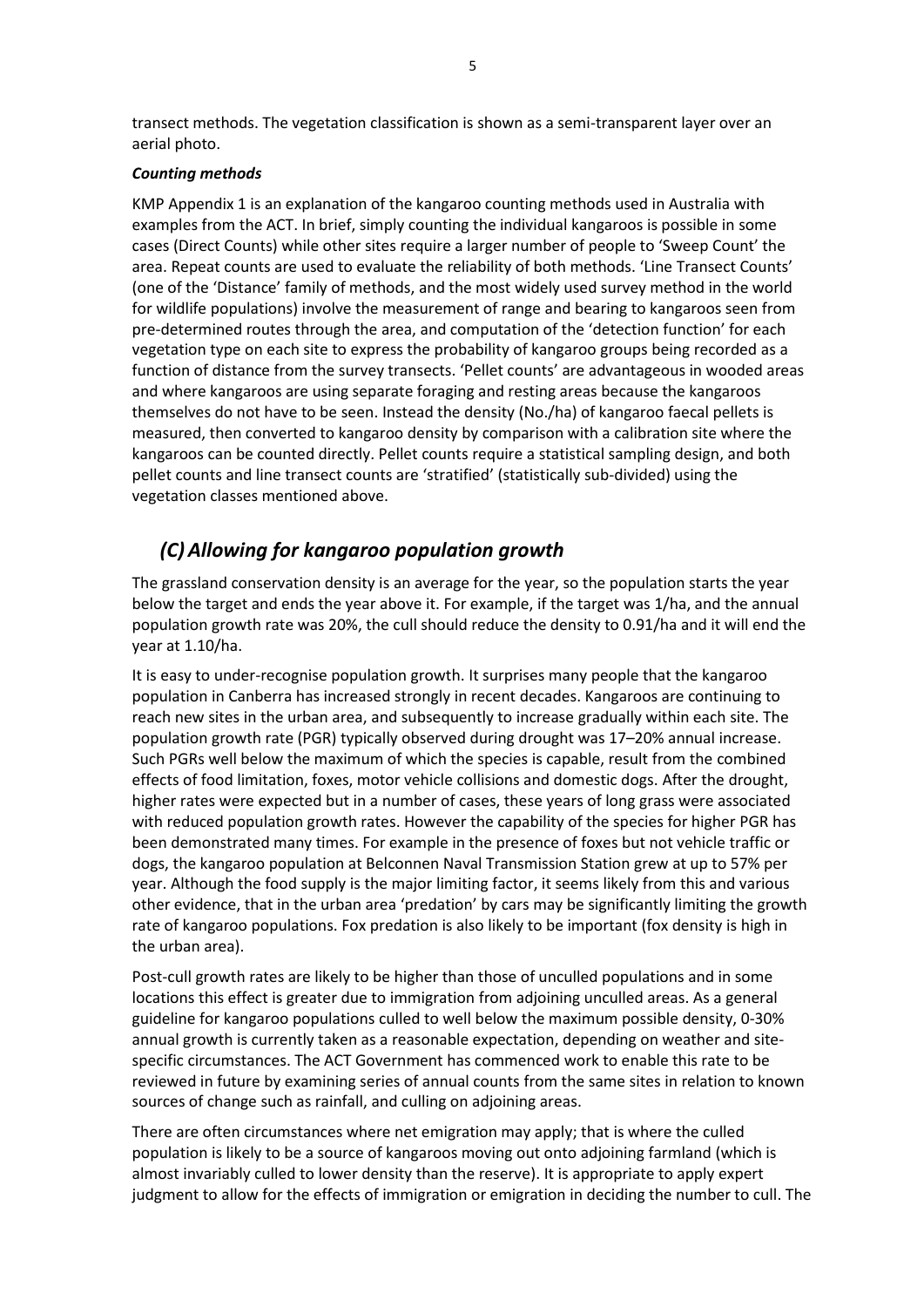transect methods. The vegetation classification is shown as a semi-transparent layer over an aerial photo.

***Counting methods***

KMP Appendix 1 is an explanation of the kangaroo counting methods used in Australia with examples from the ACT. In brief, simply counting the individual kangaroos is possible in some cases (Direct Counts) while other sites require a larger number of people to 'Sweep Count' the area. Repeat counts are used to evaluate the reliability of both methods. 'Line Transect Counts' (one of the 'Distance' family of methods, and the most widely used survey method in the world for wildlife populations) involve the measurement of range and bearing to kangaroos seen from pre-determined routes through the area, and computation of the 'detection function' for each vegetation type on each site to express the probability of kangaroo groups being recorded as a function of distance from the survey transects. 'Pellet counts' are advantageous in wooded areas and where kangaroos are using separate foraging and resting areas because the kangaroos themselves do not have to be seen. Instead the density (No./ha) of kangaroo faecal pellets is measured, then converted to kangaroo density by comparison with a calibration site where the kangaroos can be counted directly. Pellet counts require a statistical sampling design, and both pellet counts and line transect counts are 'stratified' (statistically sub-divided) using the vegetation classes mentioned above.

## *(C) Allowing for kangaroo population growth*

The grassland conservation density is an average for the year, so the population starts the year below the target and ends the year above it. For example, if the target was 1/ha, and the annual population growth rate was 20%, the cull should reduce the density to 0.91/ha and it will end the year at 1.10/ha.

It is easy to under-recognise population growth. It surprises many people that the kangaroo population in Canberra has increased strongly in recent decades. Kangaroos are continuing to reach new sites in the urban area, and subsequently to increase gradually within each site. The population growth rate (PGR) typically observed during drought was 17–20% annual increase. Such PGRs well below the maximum of which the species is capable, result from the combined effects of food limitation, foxes, motor vehicle collisions and domestic dogs. After the drought, higher rates were expected but in a number of cases, these years of long grass were associated with reduced population growth rates. However the capability of the species for higher PGR has been demonstrated many times. For example in the presence of foxes but not vehicle traffic or dogs, the kangaroo population at Belconnen Naval Transmission Station grew at up to 57% per year. Although the food supply is the major limiting factor, it seems likely from this and various other evidence, that in the urban area 'predation' by cars may be significantly limiting the growth rate of kangaroo populations. Fox predation is also likely to be important (fox density is high in the urban area).

Post-cull growth rates are likely to be higher than those of unculled populations and in some locations this effect is greater due to immigration from adjoining unculled areas. As a general guideline for kangaroo populations culled to well below the maximum possible density, 0-30% annual growth is currently taken as a reasonable expectation, depending on weather and site-specific circumstances. The ACT Government has commenced work to enable this rate to be reviewed in future by examining series of annual counts from the same sites in relation to known sources of change such as rainfall, and culling on adjoining areas.

There are often circumstances where net emigration may apply; that is where the culled population is likely to be a source of kangaroos moving out onto adjoining farmland (which is almost invariably culled to lower density than the reserve). It is appropriate to apply expert judgment to allow for the effects of immigration or emigration in deciding the number to cull. The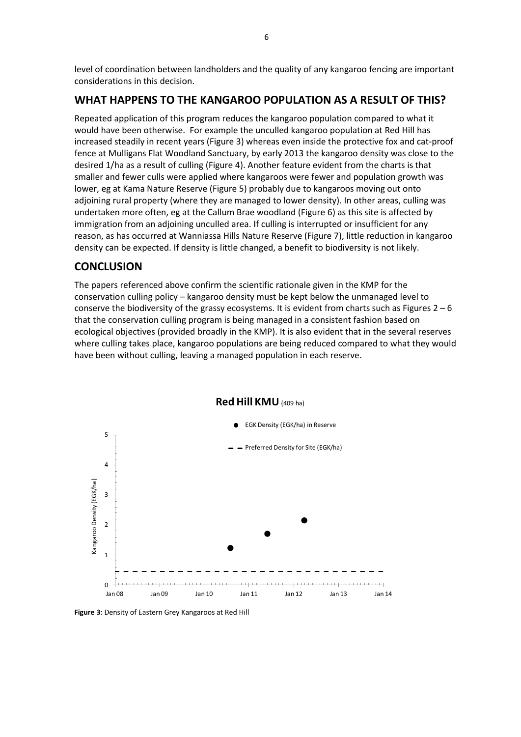level of coordination between landholders and the quality of any kangaroo fencing are important considerations in this decision.

## WHAT HAPPENS TO THE KANGAROO POPULATION AS A RESULT OF THIS?

Repeated application of this program reduces the kangaroo population compared to what it would have been otherwise. For example the unculled kangaroo population at Red Hill has increased steadily in recent years (Figure 3) whereas even inside the protective fox and cat-proof fence at Mulligans Flat Woodland Sanctuary, by early 2013 the kangaroo density was close to the desired 1/ha as a result of culling (Figure 4). Another feature evident from the charts is that smaller and fewer culls were applied where kangaroos were fewer and population growth was lower, eg at Kama Nature Reserve (Figure 5) probably due to kangaroos moving out onto adjoining rural property (where they are managed to lower density). In other areas, culling was undertaken more often, eg at the Callum Brae woodland (Figure 6) as this site is affected by immigration from an adjoining unculled area. If culling is interrupted or insufficient for any reason, as has occurred at Wanniassa Hills Nature Reserve (Figure 7), little reduction in kangaroo density can be expected. If density is little changed, a benefit to biodiversity is not likely.

## CONCLUSION

The papers referenced above confirm the scientific rationale given in the KMP for the conservation culling policy – kangaroo density must be kept below the unmanaged level to conserve the biodiversity of the grassy ecosystems. It is evident from charts such as Figures 2 – 6 that the conservation culling program is being managed in a consistent fashion based on ecological objectives (provided broadly in the KMP). It is also evident that in the several reserves where culling takes place, kangaroo populations are being reduced compared to what they would have been without culling, leaving a managed population in each reserve.

**Red Hill KMU** (409 ha)

- EGK Density (EGK/ha) in Reserve
- Preferred Density for Site (EGK/ha)

Kangaroo Density (EGK/ha)

0, 1, 2, 3, 4, 5

Jan 08, Jan 09, Jan 10, Jan 11, Jan 12, Jan 13, Jan 14

**Figure 3**: Density of Eastern Grey Kangaroos at Red Hill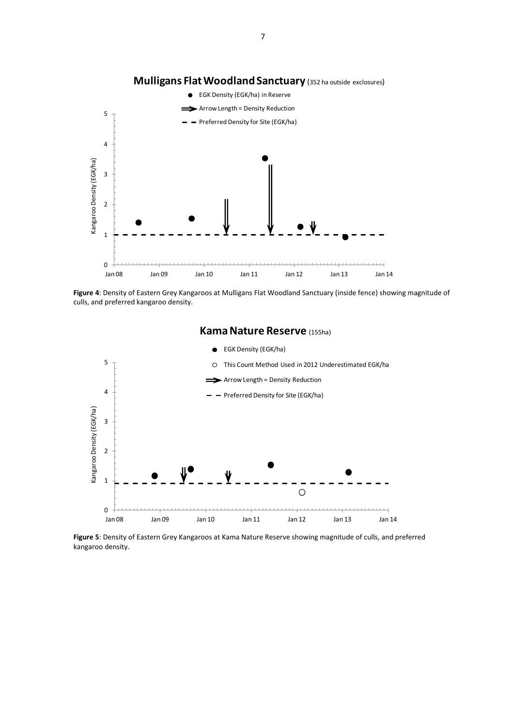**Figure 4**: Density of Eastern Grey Kangaroos at Mulligans Flat Woodland Sanctuary (inside fence) showing magnitude of culls, and preferred kangaroo density.

**Figure 5**: Density of Eastern Grey Kangaroos at Kama Nature Reserve showing magnitude of culls, and preferred kangaroo density.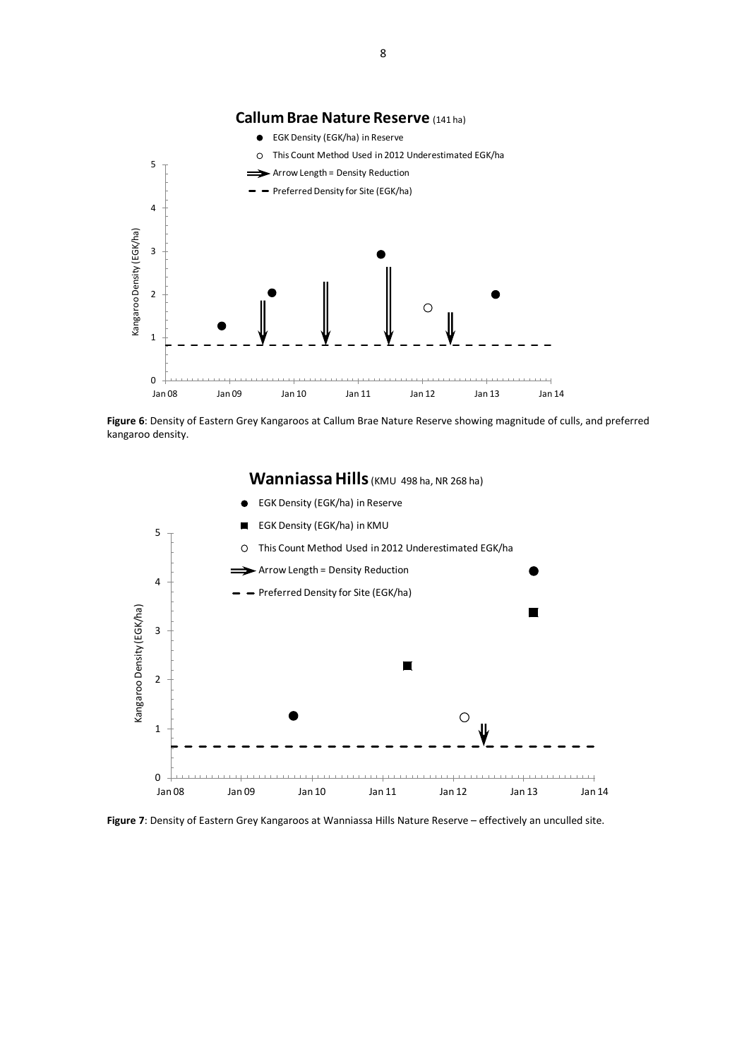**Figure 6**: Density of Eastern Grey Kangaroos at Callum Brae Nature Reserve showing magnitude of culls, and preferred kangaroo density.

**Figure 7**: Density of Eastern Grey Kangaroos at Wanniassa Hills Nature Reserve – effectively an unculled site.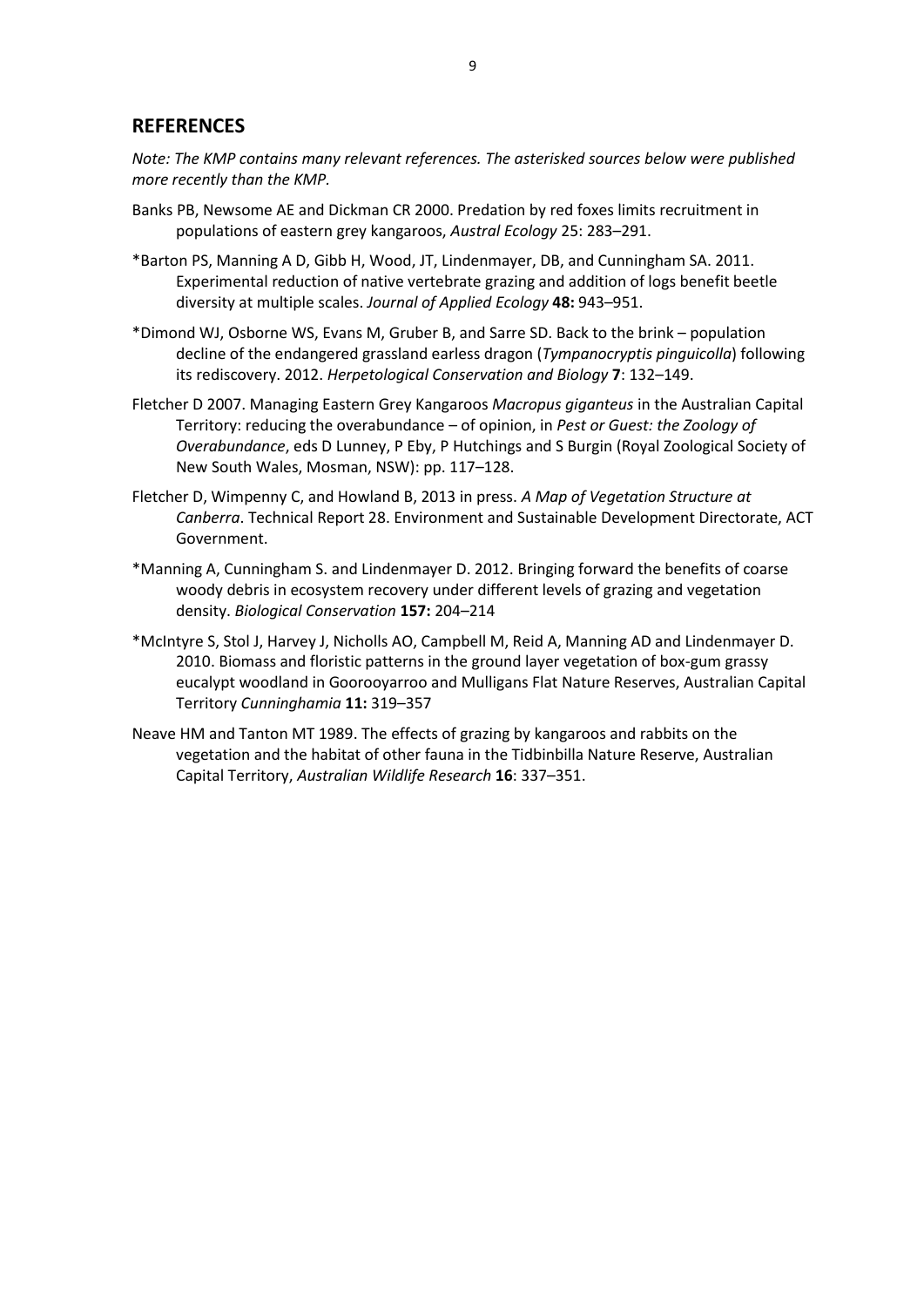## REFERENCES

*Note: The KMP contains many relevant references. The asterisked sources below were published more recently than the KMP.*

Banks PB, Newsome AE and Dickman CR 2000. Predation by red foxes limits recruitment in populations of eastern grey kangaroos, *Austral Ecology* 25: 283–291.

*Barton PS, Manning A D, Gibb H, Wood, JT, Lindenmayer, DB, and Cunningham SA. 2011. Experimental reduction of native vertebrate grazing and addition of logs benefit beetle diversity at multiple scales. *Journal of Applied Ecology* **48:** 943–951.

*Dimond WJ, Osborne WS, Evans M, Gruber B, and Sarre SD. Back to the brink – population decline of the endangered grassland earless dragon (*Tympanocryptis pinguicolla*) following its rediscovery. 2012. *Herpetological Conservation and Biology* **7**: 132–149.

Fletcher D 2007. Managing Eastern Grey Kangaroos *Macropus giganteus* in the Australian Capital Territory: reducing the overabundance – of opinion, in *Pest or Guest: the Zoology of Overabundance*, eds D Lunney, P Eby, P Hutchings and S Burgin (Royal Zoological Society of New South Wales, Mosman, NSW): pp. 117–128.

Fletcher D, Wimpenny C, and Howland B, 2013 in press. *A Map of Vegetation Structure at Canberra*. Technical Report 28. Environment and Sustainable Development Directorate, ACT Government.

*Manning A, Cunningham S. and Lindenmayer D. 2012. Bringing forward the benefits of coarse woody debris in ecosystem recovery under different levels of grazing and vegetation density. *Biological Conservation* **157:** 204–214

*McIntyre S, Stol J, Harvey J, Nicholls AO, Campbell M, Reid A, Manning AD and Lindenmayer D. 2010. Biomass and floristic patterns in the ground layer vegetation of box-gum grassy eucalypt woodland in Goorooyarroo and Mulligans Flat Nature Reserves, Australian Capital Territory *Cunninghamia* **11:** 319–357

Neave HM and Tanton MT 1989. The effects of grazing by kangaroos and rabbits on the vegetation and the habitat of other fauna in the Tidbinbilla Nature Reserve, Australian Capital Territory, *Australian Wildlife Research* **16**: 337–351.